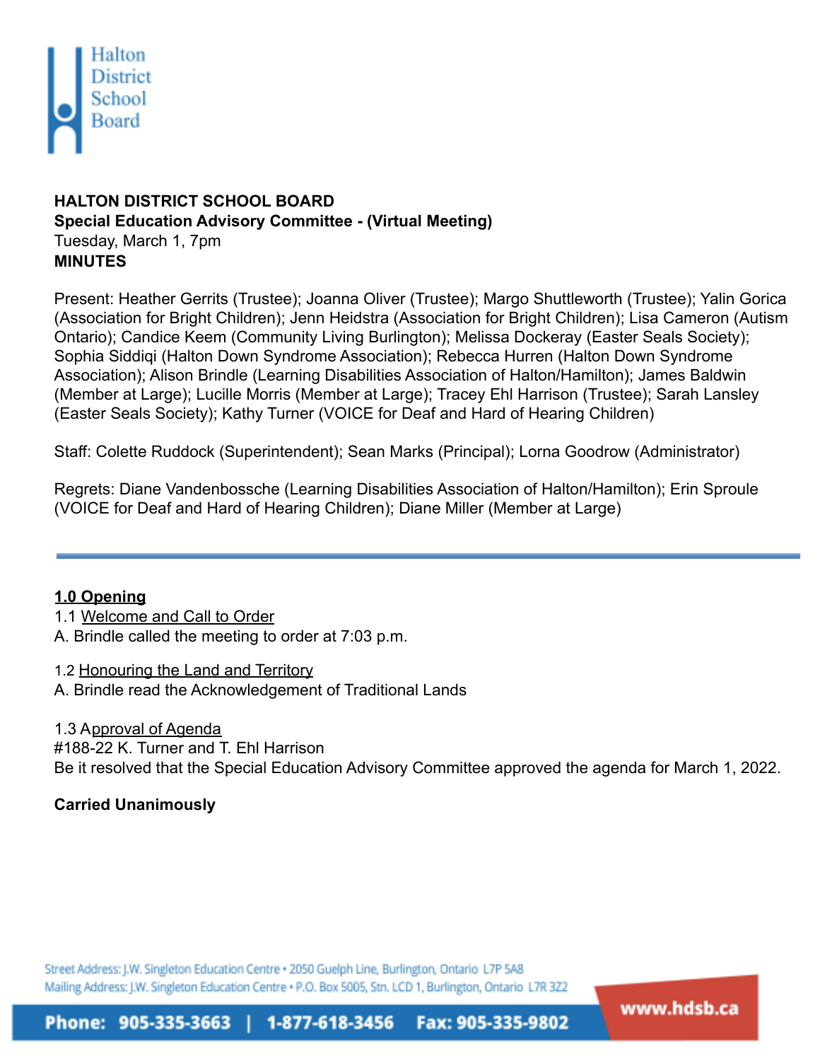**HALTON DISTRICT SCHOOL BOARD**
**Special Education Advisory Committee - (Virtual Meeting)**
Tuesday, March 1, 7pm
**MINUTES**

Present: Heather Gerrits (Trustee); Joanna Oliver (Trustee); Margo Shuttleworth (Trustee); Yalin Gorica (Association for Bright Children); Jenn Heidstra (Association for Bright Children); Lisa Cameron (Autism Ontario); Candice Keem (Community Living Burlington); Melissa Dockeray (Easter Seals Society); Sophia Siddiqi (Halton Down Syndrome Association); Rebecca Hurren (Halton Down Syndrome Association); Alison Brindle (Learning Disabilities Association of Halton/Hamilton); James Baldwin (Member at Large); Lucille Morris (Member at Large); Tracey Ehl Harrison (Trustee); Sarah Lansley (Easter Seals Society); Kathy Turner (VOICE for Deaf and Hard of Hearing Children)

Staff: Colette Ruddock (Superintendent); Sean Marks (Principal); Lorna Goodrow (Administrator)

Regrets: Diane Vandenbossche (Learning Disabilities Association of Halton/Hamilton); Erin Sproule (VOICE for Deaf and Hard of Hearing Children); Diane Miller (Member at Large)

---

## 1.0 Opening

1.1 Welcome and Call to Order
A. Brindle called the meeting to order at 7:03 p.m.

1.2 Honouring the Land and Territory
A. Brindle read the Acknowledgement of Traditional Lands

1.3 Approval of Agenda
#188-22 K. Turner and T. Ehl Harrison
Be it resolved that the Special Education Advisory Committee approved the agenda for March 1, 2022.

**Carried Unanimously**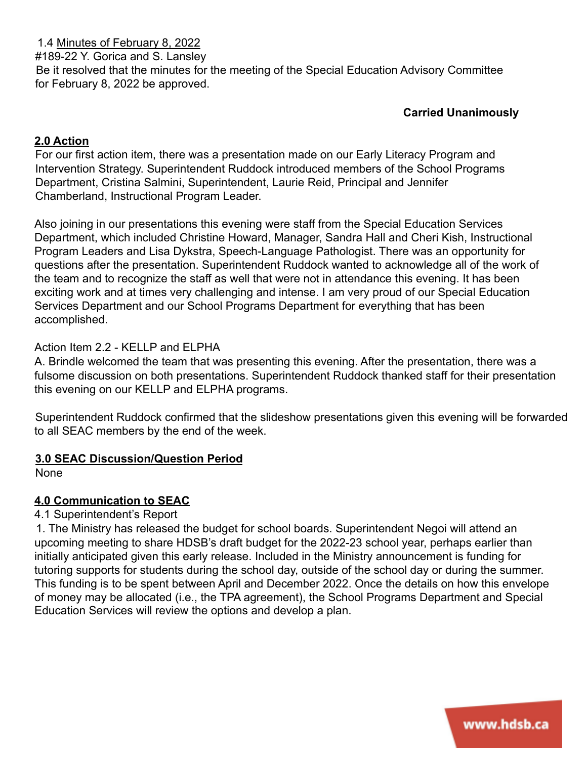1.4 Minutes of February 8, 2022

#189-22 Y. Gorica and S. Lansley

Be it resolved that the minutes for the meeting of the Special Education Advisory Committee for February 8, 2022 be approved.

**Carried Unanimously**

## 2.0 Action

For our first action item, there was a presentation made on our Early Literacy Program and Intervention Strategy. Superintendent Ruddock introduced members of the School Programs Department, Cristina Salmini, Superintendent, Laurie Reid, Principal and Jennifer Chamberland, Instructional Program Leader.

Also joining in our presentations this evening were staff from the Special Education Services Department, which included Christine Howard, Manager, Sandra Hall and Cheri Kish, Instructional Program Leaders and Lisa Dykstra, Speech-Language Pathologist. There was an opportunity for questions after the presentation. Superintendent Ruddock wanted to acknowledge all of the work of the team and to recognize the staff as well that were not in attendance this evening. It has been exciting work and at times very challenging and intense. I am very proud of our Special Education Services Department and our School Programs Department for everything that has been accomplished.

Action Item 2.2 - KELLP and ELPHA

A. Brindle welcomed the team that was presenting this evening. After the presentation, there was a fulsome discussion on both presentations. Superintendent Ruddock thanked staff for their presentation this evening on our KELLP and ELPHA programs.

Superintendent Ruddock confirmed that the slideshow presentations given this evening will be forwarded to all SEAC members by the end of the week.

## 3.0 SEAC Discussion/Question Period

None

## 4.0 Communication to SEAC

4.1 Superintendent's Report

1. The Ministry has released the budget for school boards. Superintendent Negoi will attend an upcoming meeting to share HDSB's draft budget for the 2022-23 school year, perhaps earlier than initially anticipated given this early release. Included in the Ministry announcement is funding for tutoring supports for students during the school day, outside of the school day or during the summer. This funding is to be spent between April and December 2022. Once the details on how this envelope of money may be allocated (i.e., the TPA agreement), the School Programs Department and Special Education Services will review the options and develop a plan.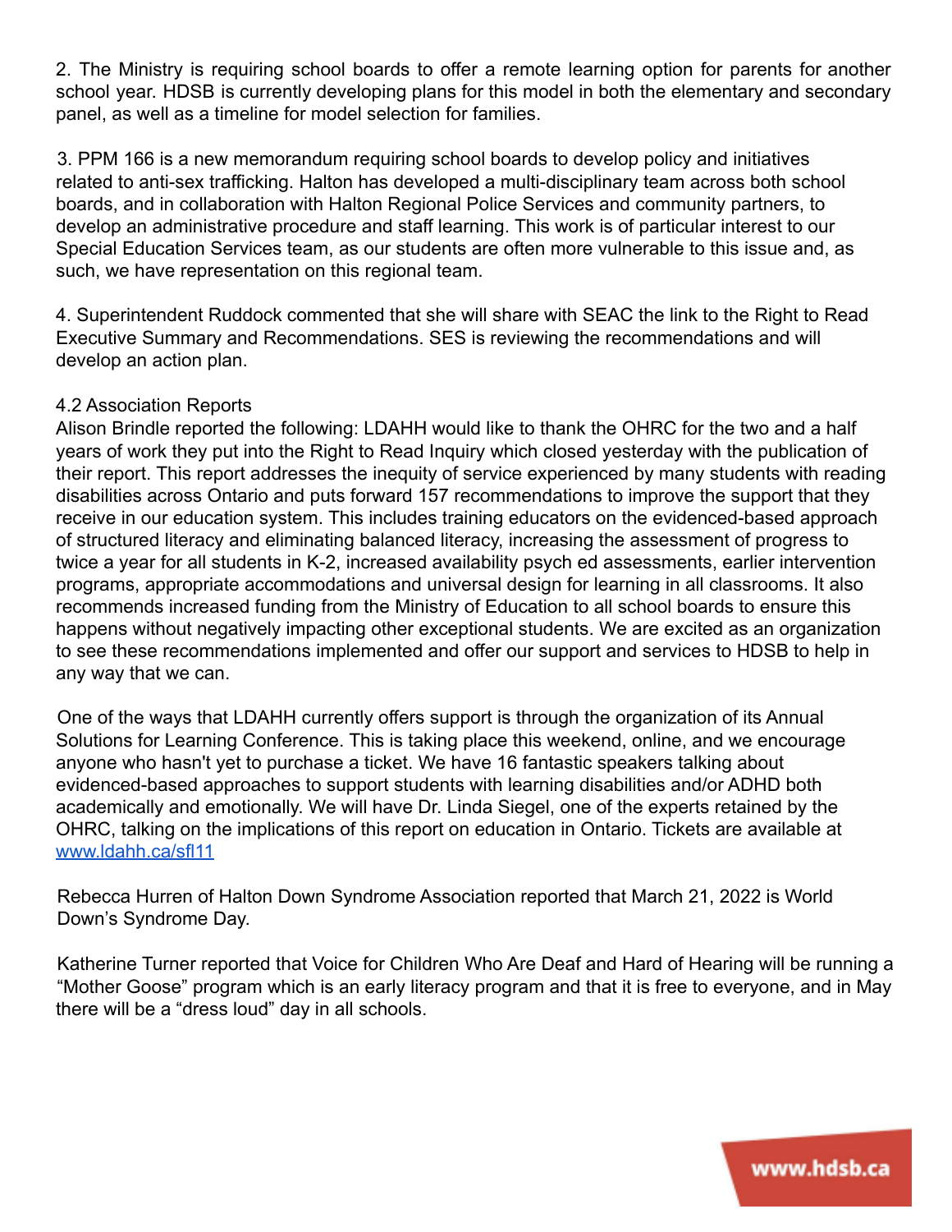2. The Ministry is requiring school boards to offer a remote learning option for parents for another school year. HDSB is currently developing plans for this model in both the elementary and secondary panel, as well as a timeline for model selection for families.

3. PPM 166 is a new memorandum requiring school boards to develop policy and initiatives related to anti-sex trafficking. Halton has developed a multi-disciplinary team across both school boards, and in collaboration with Halton Regional Police Services and community partners, to develop an administrative procedure and staff learning. This work is of particular interest to our Special Education Services team, as our students are often more vulnerable to this issue and, as such, we have representation on this regional team.

4. Superintendent Ruddock commented that she will share with SEAC the link to the Right to Read Executive Summary and Recommendations. SES is reviewing the recommendations and will develop an action plan.

4.2 Association Reports

Alison Brindle reported the following: LDAHH would like to thank the OHRC for the two and a half years of work they put into the Right to Read Inquiry which closed yesterday with the publication of their report. This report addresses the inequity of service experienced by many students with reading disabilities across Ontario and puts forward 157 recommendations to improve the support that they receive in our education system. This includes training educators on the evidenced-based approach of structured literacy and eliminating balanced literacy, increasing the assessment of progress to twice a year for all students in K-2, increased availability psych ed assessments, earlier intervention programs, appropriate accommodations and universal design for learning in all classrooms. It also recommends increased funding from the Ministry of Education to all school boards to ensure this happens without negatively impacting other exceptional students. We are excited as an organization to see these recommendations implemented and offer our support and services to HDSB to help in any way that we can.

One of the ways that LDAHH currently offers support is through the organization of its Annual Solutions for Learning Conference. This is taking place this weekend, online, and we encourage anyone who hasn't yet to purchase a ticket. We have 16 fantastic speakers talking about evidenced-based approaches to support students with learning disabilities and/or ADHD both academically and emotionally. We will have Dr. Linda Siegel, one of the experts retained by the OHRC, talking on the implications of this report on education in Ontario. Tickets are available at [www.ldahh.ca/sfl11](www.ldahh.ca/sfl11)

Rebecca Hurren of Halton Down Syndrome Association reported that March 21, 2022 is World Down's Syndrome Day.

Katherine Turner reported that Voice for Children Who Are Deaf and Hard of Hearing will be running a "Mother Goose" program which is an early literacy program and that it is free to everyone, and in May there will be a "dress loud" day in all schools.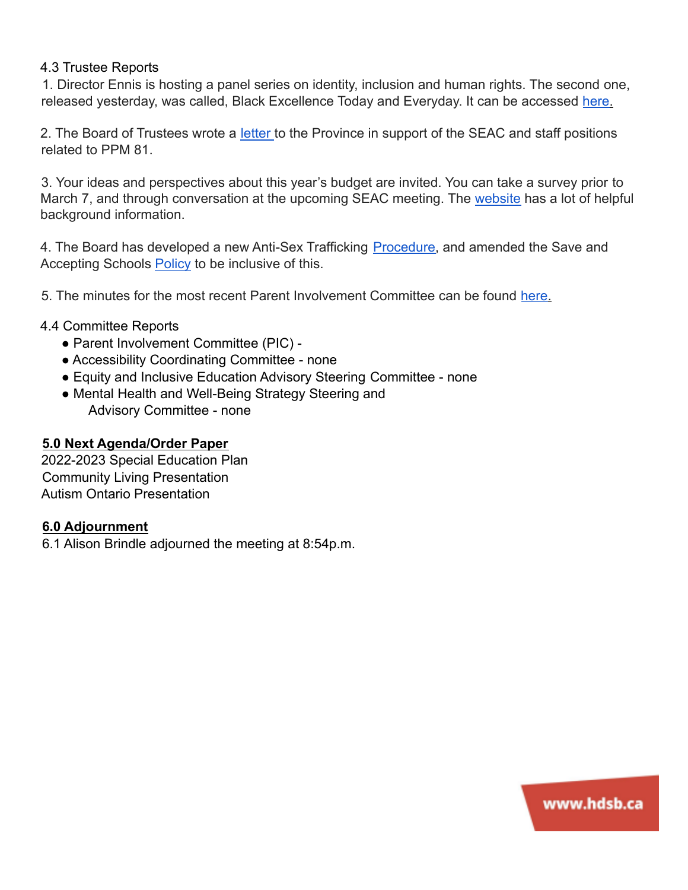4.3 Trustee Reports

1. Director Ennis is hosting a panel series on identity, inclusion and human rights. The second one, released yesterday, was called, Black Excellence Today and Everyday. It can be accessed here.

2. The Board of Trustees wrote a letter to the Province in support of the SEAC and staff positions related to PPM 81.

3. Your ideas and perspectives about this year's budget are invited. You can take a survey prior to March 7, and through conversation at the upcoming SEAC meeting. The website has a lot of helpful background information.

4. The Board has developed a new Anti-Sex Trafficking Procedure, and amended the Save and Accepting Schools Policy to be inclusive of this.

5. The minutes for the most recent Parent Involvement Committee can be found here.

4.4 Committee Reports

- Parent Involvement Committee (PIC) -
- Accessibility Coordinating Committee - none
- Equity and Inclusive Education Advisory Steering Committee - none
- Mental Health and Well-Being Strategy Steering and Advisory Committee - none

**5.0 Next Agenda/Order Paper**

2022-2023 Special Education Plan
Community Living Presentation
Autism Ontario Presentation

**6.0 Adjournment**

6.1 Alison Brindle adjourned the meeting at 8:54p.m.